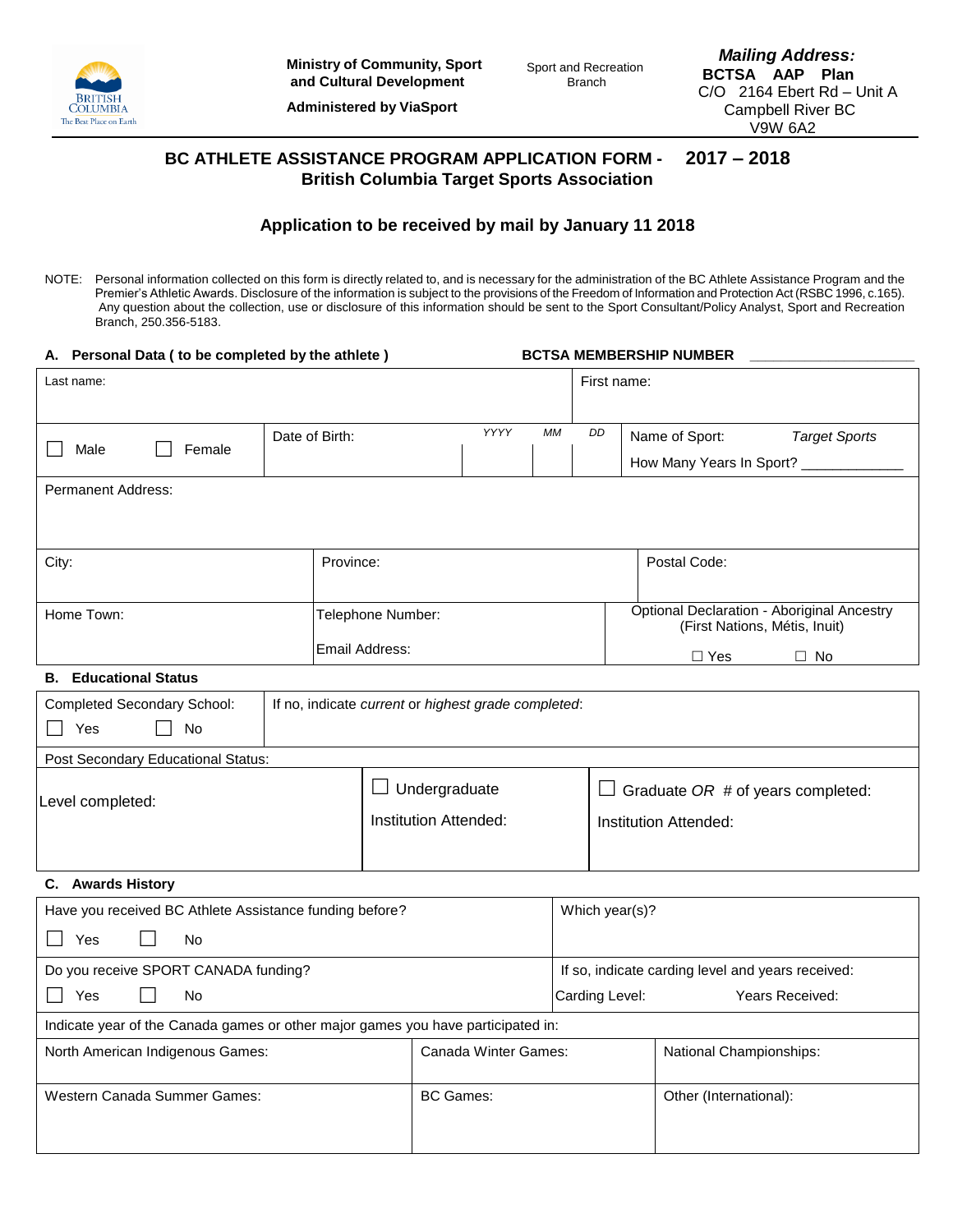Ministry of Community, Sport and Cultural Development

Administered by ViaSport

Sport and Recreation Branch

*Mailing Address:*
**BCTSA AAP Plan**
C/O 2164 Ebert Rd – Unit A
Campbell River BC
V9W 6A2

# BC ATHLETE ASSISTANCE PROGRAM APPLICATION FORM - 2017 – 2018
## British Columbia Target Sports Association

### Application to be received by mail by January 11 2018

NOTE: Personal information collected on this form is directly related to, and is necessary for the administration of the BC Athlete Assistance Program and the Premier's Athletic Awards. Disclosure of the information is subject to the provisions of the Freedom of Information and Protection Act (RSBC 1996, c.165). Any question about the collection, use or disclosure of this information should be sent to the Sport Consultant/Policy Analyst, Sport and Recreation Branch, 250.356-5183.

**A. Personal Data ( to be completed by the athlete )** **BCTSA MEMBERSHIP NUMBER** ____________________

| Last name: | | First name: |
|---|---|---|
| ☐ Male ☐ Female | Date of Birth: YYYY / MM / DD | Name of Sport: *Target Sports*<br>How Many Years In Sport? ____________ |
| Permanent Address: | | |
| City: | Province: | Postal Code: |
| Home Town: | Telephone Number:<br>Email Address: | Optional Declaration - Aboriginal Ancestry (First Nations, Métis, Inuit)<br>☐ Yes ☐ No |

**B. Educational Status**

| Completed Secondary School:<br>☐ Yes ☐ No | If no, indicate *current* or *highest grade completed*: | |
|---|---|---|
| Post Secondary Educational Status: | | |
| Level completed: | ☐ Undergraduate<br>Institution Attended: | ☐ Graduate *OR* # of years completed:<br>Institution Attended: |

**C. Awards History**

| Have you received BC Athlete Assistance funding before?<br>☐ Yes ☐ No | Which year(s)? |
|---|---|
| Do you receive SPORT CANADA funding?<br>☐ Yes ☐ No | If so, indicate carding level and years received:<br>Carding Level: Years Received: |

Indicate year of the Canada games or other major games you have participated in:

| North American Indigenous Games: | Canada Winter Games: | National Championships: |
|---|---|---|
| Western Canada Summer Games: | BC Games: | Other (International): |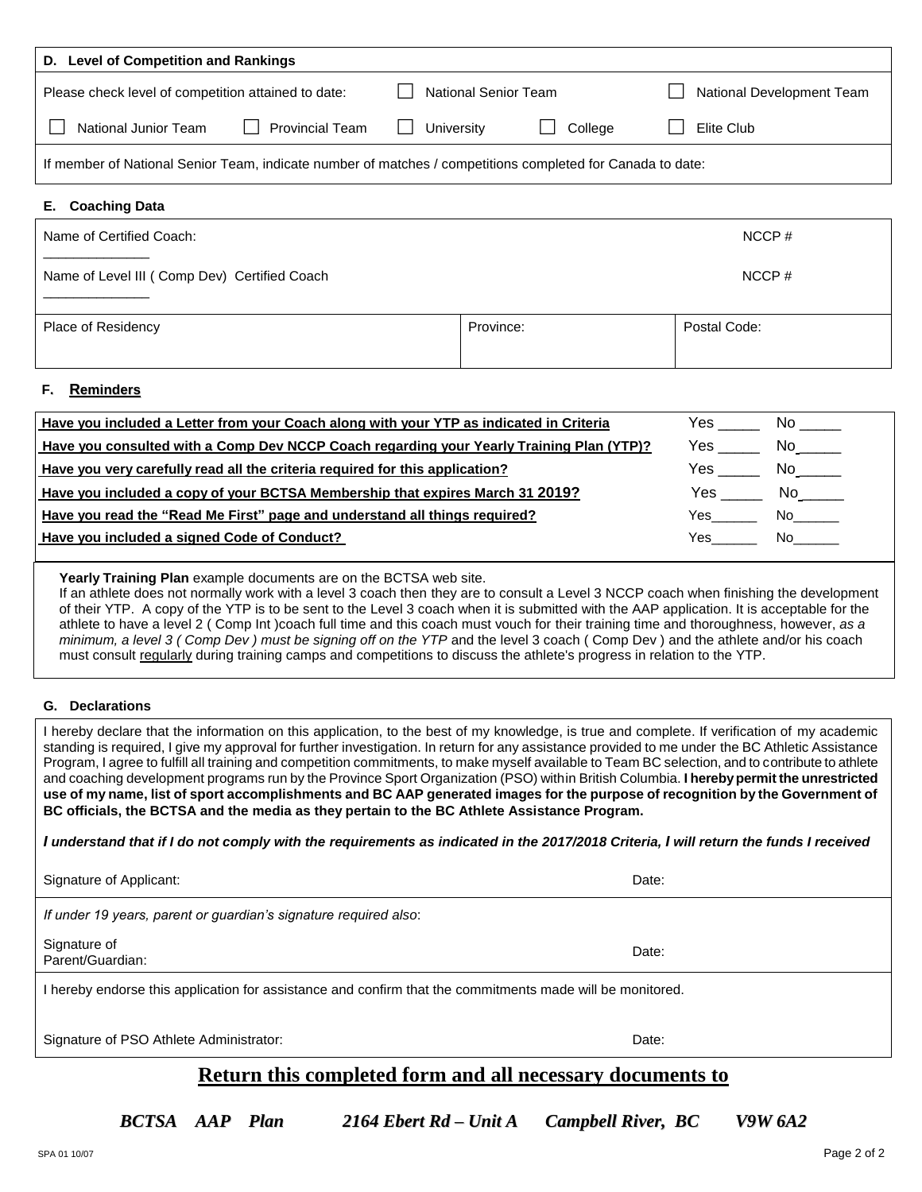### D. Level of Competition and Rankings

Please check level of competition attained to date: ☐ National Senior Team ☐ National Development Team

☐ National Junior Team ☐ Provincial Team ☐ University ☐ College ☐ Elite Club

If member of National Senior Team, indicate number of matches / competitions completed for Canada to date:

### E. Coaching Data

| | |
|---|---|
| Name of Certified Coach: ______________ | NCCP # |
| Name of Level III ( Comp Dev) Certified Coach ______________ | NCCP # |

| | | |
|---|---|---|
| Place of Residency | Province: | Postal Code: |

### F. Reminders

| | | |
|---|---|---|
| **Have you included a Letter from your Coach along with your YTP as indicated in Criteria** | Yes _____ | No _____ |
| **Have you consulted with a Comp Dev NCCP Coach regarding your Yearly Training Plan (YTP)?** | Yes _____ | No_____ |
| **Have you very carefully read all the criteria required for this application?** | Yes _____ | No_____ |
| **Have you included a copy of your BCTSA Membership that expires March 31 2019?** | Yes _____ | No_____ |
| **Have you read the "Read Me First" page and understand all things required?** | Yes______ | No______ |
| **Have you included a signed Code of Conduct?** | Yes______ | No______ |

**Yearly Training Plan** example documents are on the BCTSA web site.
If an athlete does not normally work with a level 3 coach then they are to consult a Level 3 NCCP coach when finishing the development of their YTP. A copy of the YTP is to be sent to the Level 3 coach when it is submitted with the AAP application. It is acceptable for the athlete to have a level 2 ( Comp Int )coach full time and this coach must vouch for their training time and thoroughness, however, *as a minimum, a level 3 ( Comp Dev ) must be signing off on the YTP* and the level 3 coach ( Comp Dev ) and the athlete and/or his coach must consult regularly during training camps and competitions to discuss the athlete's progress in relation to the YTP.

### G. Declarations

I hereby declare that the information on this application, to the best of my knowledge, is true and complete. If verification of my academic standing is required, I give my approval for further investigation. In return for any assistance provided to me under the BC Athletic Assistance Program, I agree to fulfill all training and competition commitments, to make myself available to Team BC selection, and to contribute to athlete and coaching development programs run by the Province Sport Organization (PSO) within British Columbia. **I hereby permit the unrestricted use of my name, list of sport accomplishments and BC AAP generated images for the purpose of recognition by the Government of BC officials, the BCTSA and the media as they pertain to the BC Athlete Assistance Program.**

***I understand that if I do not comply with the requirements as indicated in the 2017/2018 Criteria, I will return the funds I received***

| | |
|---|---|
| Signature of Applicant: | Date: |
| *If under 19 years, parent or guardian's signature required also*: | |
| Signature of Parent/Guardian: | Date: |
| I hereby endorse this application for assistance and confirm that the commitments made will be monitored. | |
| Signature of PSO Athlete Administrator: | Date: |

## Return this completed form and all necessary documents to

***BCTSA AAP Plan 2164 Ebert Rd – Unit A Campbell River, BC V9W 6A2***

SPA 01 10/07